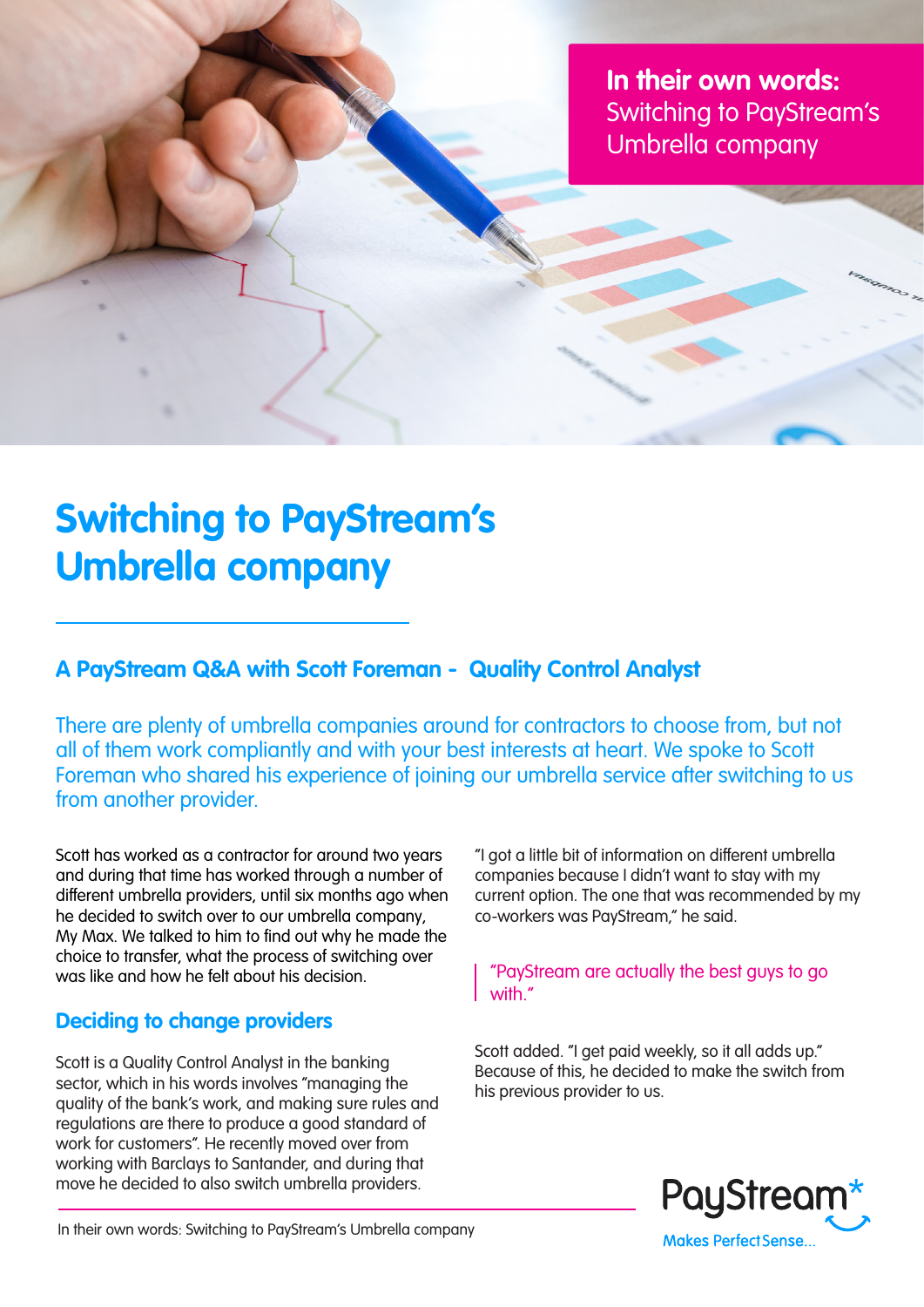**In their own words:** Switching to PayStream's Umbrella company

# Switching to PayStream's Umbrella company

## A PayStream Q&A with Scott Foreman - Quality Control Analyst

There are plenty of umbrella companies around for contractors to choose from, but not all of them work compliantly and with your best interests at heart. We spoke to Scott Foreman who shared his experience of joining our umbrella service after switching to us from another provider.

Scott has worked as a contractor for around two years and during that time has worked through a number of different umbrella providers, until six months ago when he decided to switch over to our umbrella company, My Max. We talked to him to find out why he made the choice to transfer, what the process of switching over was like and how he felt about his decision.

### Deciding to change providers

Scott is a Quality Control Analyst in the banking sector, which in his words involves "managing the quality of the bank's work, and making sure rules and regulations are there to produce a good standard of work for customers". He recently moved over from working with Barclays to Santander, and during that move he decided to also switch umbrella providers.

"I got a little bit of information on different umbrella companies because I didn't want to stay with my current option. The one that was recommended by my co-workers was PayStream," he said.

> "PayStream are actually the best guys to go with."

Scott added. "I get paid weekly, so it all adds up." Because of this, he decided to make the switch from his previous provider to us.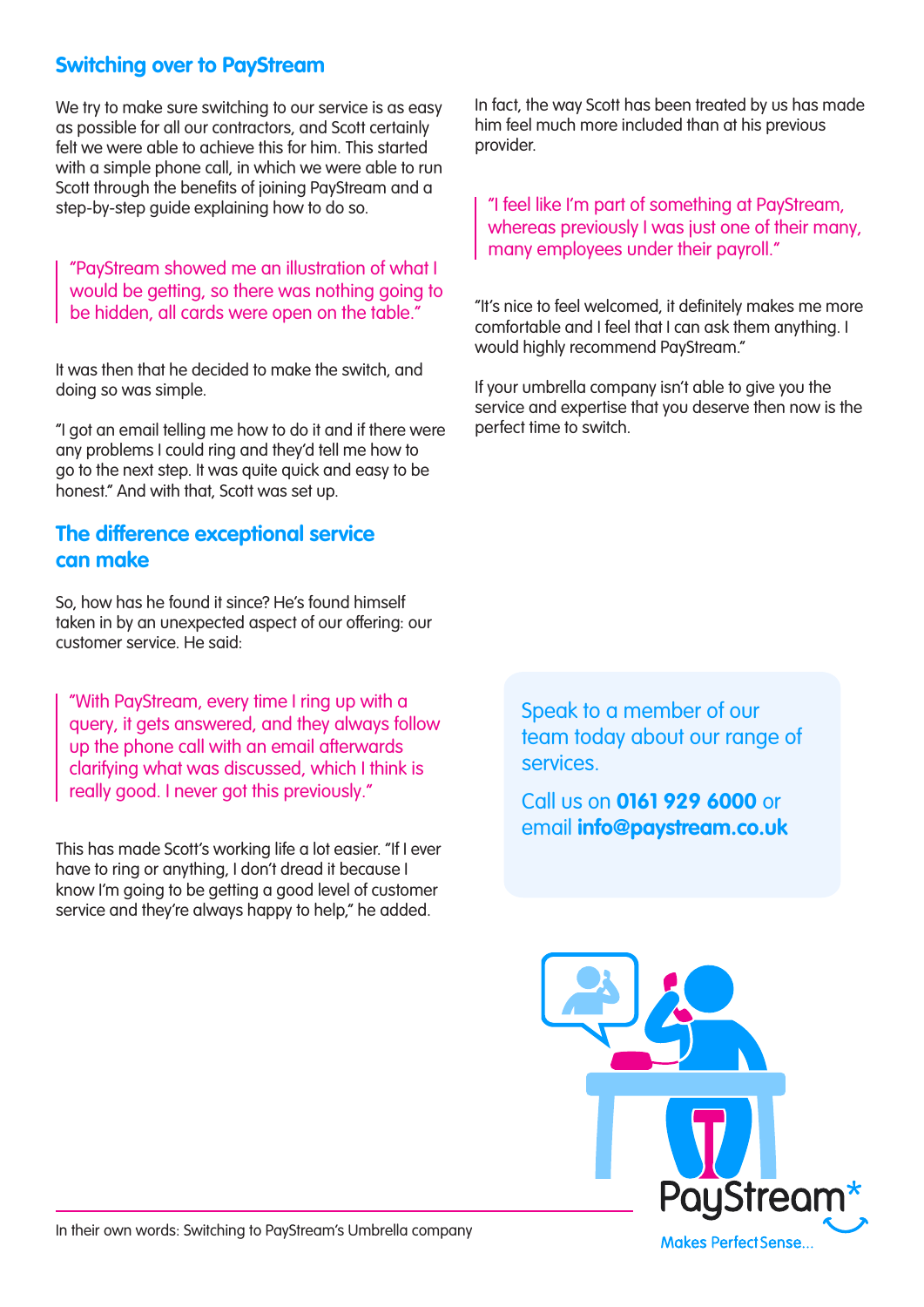## Switching over to PayStream

We try to make sure switching to our service is as easy as possible for all our contractors, and Scott certainly felt we were able to achieve this for him. This started with a simple phone call, in which we were able to run Scott through the benefits of joining PayStream and a step-by-step guide explaining how to do so.

> "PayStream showed me an illustration of what I would be getting, so there was nothing going to be hidden, all cards were open on the table."

It was then that he decided to make the switch, and doing so was simple.

"I got an email telling me how to do it and if there were any problems I could ring and they'd tell me how to go to the next step. It was quite quick and easy to be honest." And with that, Scott was set up.

## The difference exceptional service can make

So, how has he found it since? He's found himself taken in by an unexpected aspect of our offering: our customer service. He said:

> "With PayStream, every time I ring up with a query, it gets answered, and they always follow up the phone call with an email afterwards clarifying what was discussed, which I think is really good. I never got this previously."

This has made Scott's working life a lot easier. "If I ever have to ring or anything, I don't dread it because I know I'm going to be getting a good level of customer service and they're always happy to help," he added.

In fact, the way Scott has been treated by us has made him feel much more included than at his previous provider.

> "I feel like I'm part of something at PayStream, whereas previously I was just one of their many, many employees under their payroll."

"It's nice to feel welcomed, it definitely makes me more comfortable and I feel that I can ask them anything. I would highly recommend PayStream."

If your umbrella company isn't able to give you the service and expertise that you deserve then now is the perfect time to switch.

Speak to a member of our team today about our range of services.

Call us on **0161 929 6000** or email **info@paystream.co.uk**

PayStream*

Makes Perfect Sense...